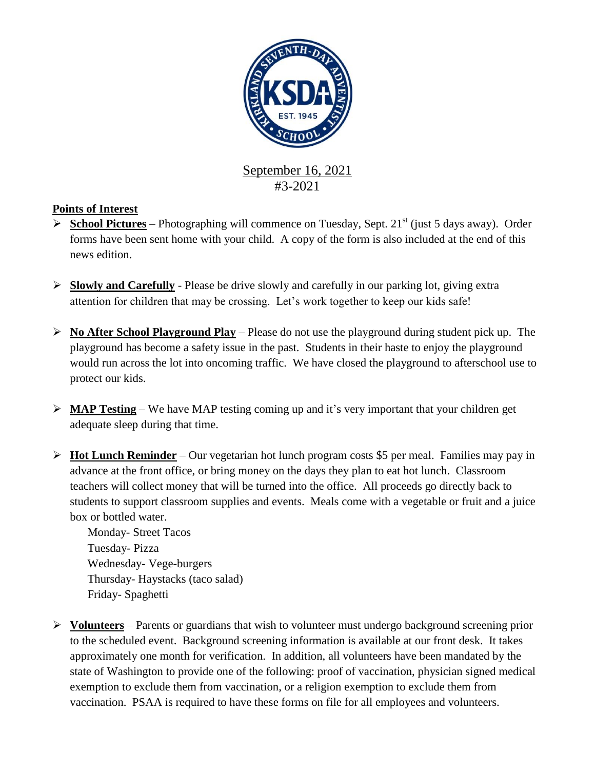September 16, 2021
#3-2021

**Points of Interest**

- **School Pictures** – Photographing will commence on Tuesday, Sept. 21st (just 5 days away). Order forms have been sent home with your child. A copy of the form is also included at the end of this news edition.

- **Slowly and Carefully** - Please be drive slowly and carefully in our parking lot, giving extra attention for children that may be crossing. Let's work together to keep our kids safe!

- **No After School Playground Play** – Please do not use the playground during student pick up. The playground has become a safety issue in the past. Students in their haste to enjoy the playground would run across the lot into oncoming traffic. We have closed the playground to afterschool use to protect our kids.

- **MAP Testing** – We have MAP testing coming up and it's very important that your children get adequate sleep during that time.

- **Hot Lunch Reminder** – Our vegetarian hot lunch program costs $5 per meal. Families may pay in advance at the front office, or bring money on the days they plan to eat hot lunch. Classroom teachers will collect money that will be turned into the office. All proceeds go directly back to students to support classroom supplies and events. Meals come with a vegetable or fruit and a juice box or bottled water.

  Monday- Street Tacos
  Tuesday- Pizza
  Wednesday- Vege-burgers
  Thursday- Haystacks (taco salad)
  Friday- Spaghetti

- **Volunteers** – Parents or guardians that wish to volunteer must undergo background screening prior to the scheduled event. Background screening information is available at our front desk. It takes approximately one month for verification. In addition, all volunteers have been mandated by the state of Washington to provide one of the following: proof of vaccination, physician signed medical exemption to exclude them from vaccination, or a religion exemption to exclude them from vaccination. PSAA is required to have these forms on file for all employees and volunteers.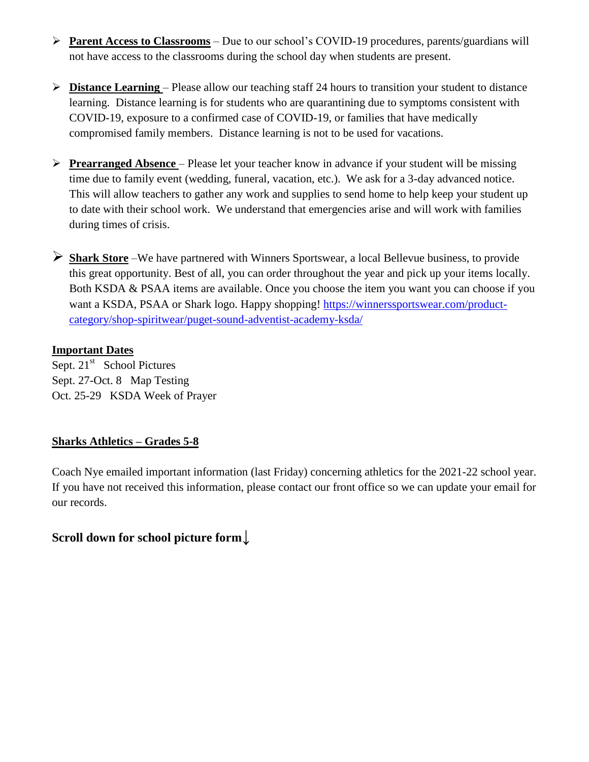- **Parent Access to Classrooms** – Due to our school's COVID-19 procedures, parents/guardians will not have access to the classrooms during the school day when students are present.

- **Distance Learning** – Please allow our teaching staff 24 hours to transition your student to distance learning. Distance learning is for students who are quarantining due to symptoms consistent with COVID-19, exposure to a confirmed case of COVID-19, or families that have medically compromised family members. Distance learning is not to be used for vacations.

- **Prearranged Absence** – Please let your teacher know in advance if your student will be missing time due to family event (wedding, funeral, vacation, etc.). We ask for a 3-day advanced notice. This will allow teachers to gather any work and supplies to send home to help keep your student up to date with their school work. We understand that emergencies arise and will work with families during times of crisis.

- **Shark Store** –We have partnered with Winners Sportswear, a local Bellevue business, to provide this great opportunity. Best of all, you can order throughout the year and pick up your items locally. Both KSDA & PSAA items are available. Once you choose the item you want you can choose if you want a KSDA, PSAA or Shark logo. Happy shopping! https://winnerssportswear.com/product-category/shop-spiritwear/puget-sound-adventist-academy-ksda/

**Important Dates**

Sept. 21st School Pictures
Sept. 27-Oct. 8 Map Testing
Oct. 25-29 KSDA Week of Prayer

**Sharks Athletics – Grades 5-8**

Coach Nye emailed important information (last Friday) concerning athletics for the 2021-22 school year. If you have not received this information, please contact our front office so we can update your email for our records.

**Scroll down for school picture form↓**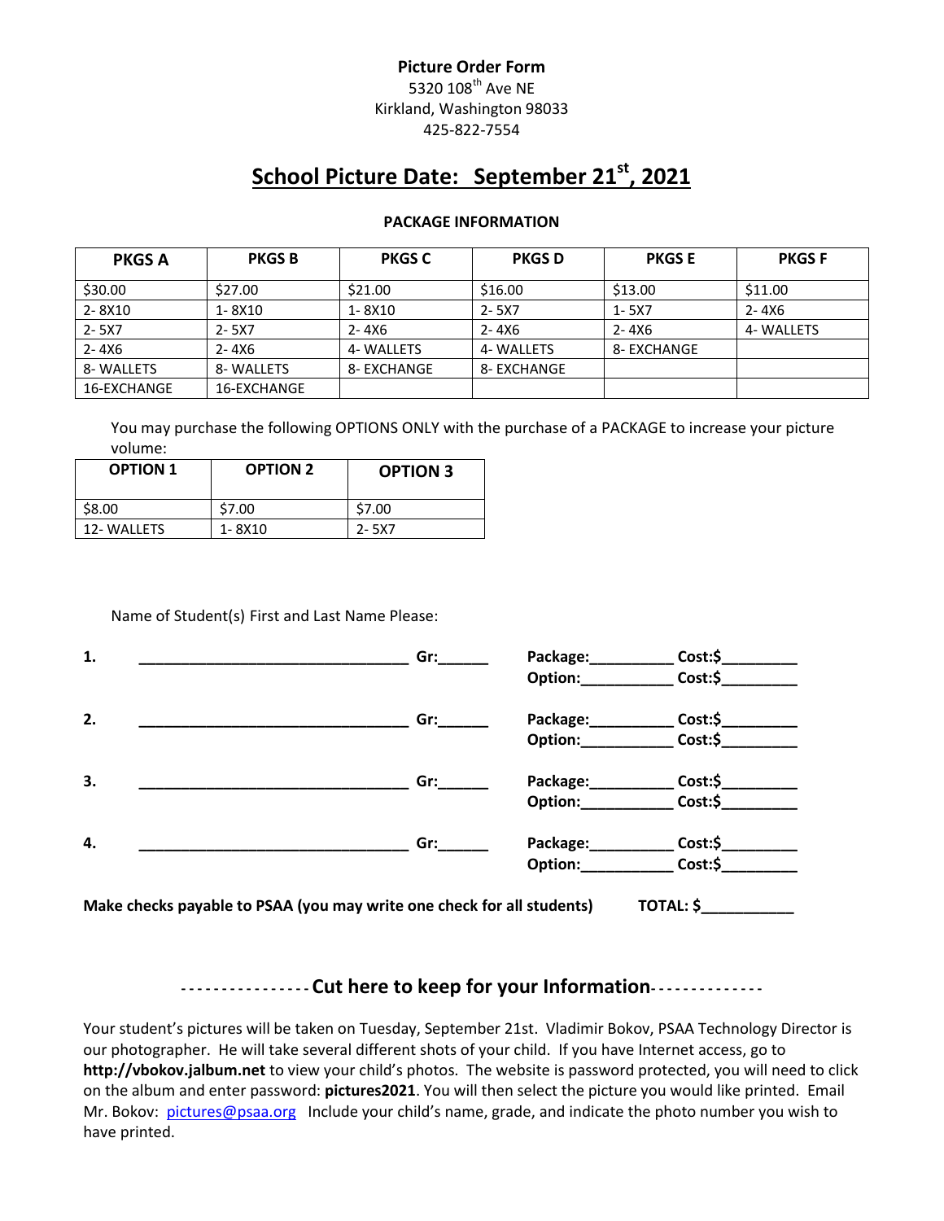**Picture Order Form**
5320 108th Ave NE
Kirkland, Washington 98033
425-822-7554

## School Picture Date: September 21st, 2021

**PACKAGE INFORMATION**

| PKGS A | PKGS B | PKGS C | PKGS D | PKGS E | PKGS F |
|---|---|---|---|---|---|
| $30.00 | $27.00 | $21.00 | $16.00 | $13.00 | $11.00 |
| 2- 8X10 | 1- 8X10 | 1- 8X10 | 2- 5X7 | 1- 5X7 | 2- 4X6 |
| 2- 5X7 | 2- 5X7 | 2- 4X6 | 2- 4X6 | 2- 4X6 | 4- WALLETS |
| 2- 4X6 | 2- 4X6 | 4- WALLETS | 4- WALLETS | 8- EXCHANGE | |
| 8- WALLETS | 8- WALLETS | 8- EXCHANGE | 8- EXCHANGE | | |
| 16-EXCHANGE | 16-EXCHANGE | | | | |

You may purchase the following OPTIONS ONLY with the purchase of a PACKAGE to increase your picture volume:

| OPTION 1 | OPTION 2 | OPTION 3 |
|---|---|---|
| $8.00 | $7.00 | $7.00 |
| 12- WALLETS | 1- 8X10 | 2- 5X7 |

Name of Student(s) First and Last Name Please:

**1.** ________________________________ **Gr:______** **Package:__________ Cost:$_________**
**Option:___________ Cost:$_________**

**2.** ________________________________ **Gr:______** **Package:__________ Cost:$_________**
**Option:___________ Cost:$_________**

**3.** ________________________________ **Gr:______** **Package:__________ Cost:$_________**
**Option:___________ Cost:$_________**

**4.** ________________________________ **Gr:______** **Package:__________ Cost:$_________**
**Option:___________ Cost:$_________**

**Make checks payable to PSAA (you may write one check for all students)** **TOTAL: $___________**

----------------**Cut here to keep for your Information**--------------

Your student's pictures will be taken on Tuesday, September 21st. Vladimir Bokov, PSAA Technology Director is our photographer. He will take several different shots of your child. If you have Internet access, go to **http://vbokov.jalbum.net** to view your child's photos. The website is password protected, you will need to click on the album and enter password: **pictures2021**. You will then select the picture you would like printed. Email Mr. Bokov: pictures@psaa.org Include your child's name, grade, and indicate the photo number you wish to have printed.